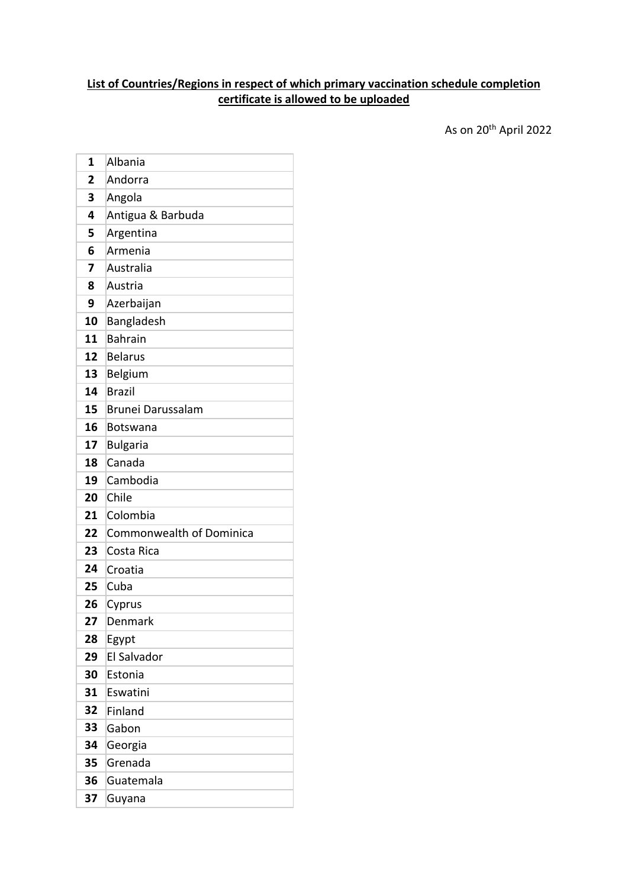**List of Countries/Regions in respect of which primary vaccination schedule completion certificate is allowed to be uploaded**

As on 20th April 2022

| | |
|---|---|
| **1** | Albania |
| **2** | Andorra |
| **3** | Angola |
| **4** | Antigua & Barbuda |
| **5** | Argentina |
| **6** | Armenia |
| **7** | Australia |
| **8** | Austria |
| **9** | Azerbaijan |
| **10** | Bangladesh |
| **11** | Bahrain |
| **12** | Belarus |
| **13** | Belgium |
| **14** | Brazil |
| **15** | Brunei Darussalam |
| **16** | Botswana |
| **17** | Bulgaria |
| **18** | Canada |
| **19** | Cambodia |
| **20** | Chile |
| **21** | Colombia |
| **22** | Commonwealth of Dominica |
| **23** | Costa Rica |
| **24** | Croatia |
| **25** | Cuba |
| **26** | Cyprus |
| **27** | Denmark |
| **28** | Egypt |
| **29** | El Salvador |
| **30** | Estonia |
| **31** | Eswatini |
| **32** | Finland |
| **33** | Gabon |
| **34** | Georgia |
| **35** | Grenada |
| **36** | Guatemala |
| **37** | Guyana |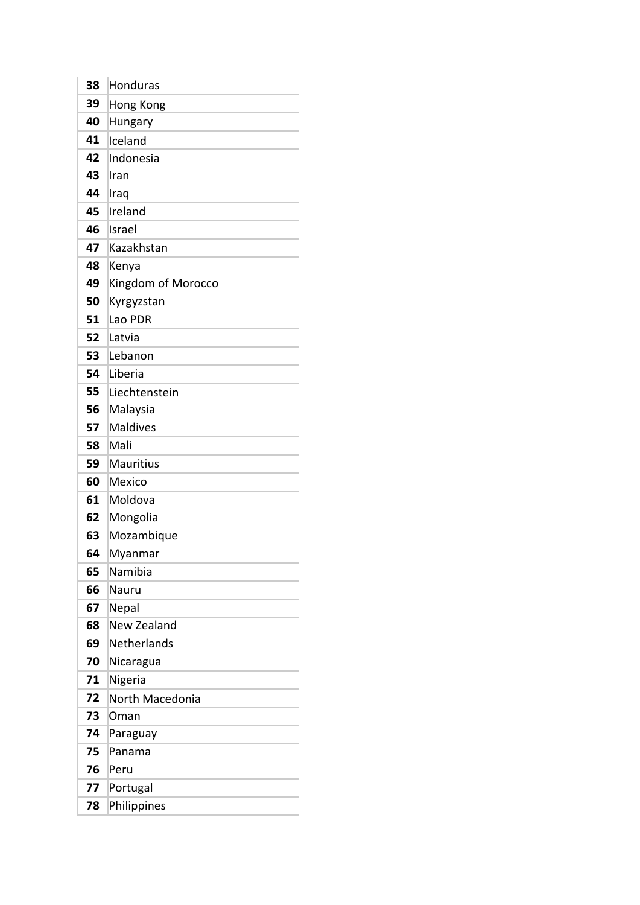| | |
|---|---|
| **38** | Honduras |
| **39** | Hong Kong |
| **40** | Hungary |
| **41** | Iceland |
| **42** | Indonesia |
| **43** | Iran |
| **44** | Iraq |
| **45** | Ireland |
| **46** | Israel |
| **47** | Kazakhstan |
| **48** | Kenya |
| **49** | Kingdom of Morocco |
| **50** | Kyrgyzstan |
| **51** | Lao PDR |
| **52** | Latvia |
| **53** | Lebanon |
| **54** | Liberia |
| **55** | Liechtenstein |
| **56** | Malaysia |
| **57** | Maldives |
| **58** | Mali |
| **59** | Mauritius |
| **60** | Mexico |
| **61** | Moldova |
| **62** | Mongolia |
| **63** | Mozambique |
| **64** | Myanmar |
| **65** | Namibia |
| **66** | Nauru |
| **67** | Nepal |
| **68** | New Zealand |
| **69** | Netherlands |
| **70** | Nicaragua |
| **71** | Nigeria |
| **72** | North Macedonia |
| **73** | Oman |
| **74** | Paraguay |
| **75** | Panama |
| **76** | Peru |
| **77** | Portugal |
| **78** | Philippines |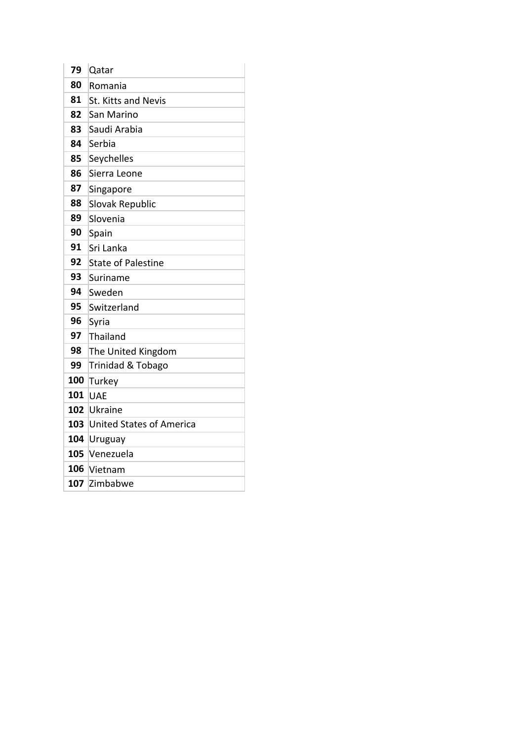| | |
|---|---|
| **79** | Qatar |
| **80** | Romania |
| **81** | St. Kitts and Nevis |
| **82** | San Marino |
| **83** | Saudi Arabia |
| **84** | Serbia |
| **85** | Seychelles |
| **86** | Sierra Leone |
| **87** | Singapore |
| **88** | Slovak Republic |
| **89** | Slovenia |
| **90** | Spain |
| **91** | Sri Lanka |
| **92** | State of Palestine |
| **93** | Suriname |
| **94** | Sweden |
| **95** | Switzerland |
| **96** | Syria |
| **97** | Thailand |
| **98** | The United Kingdom |
| **99** | Trinidad & Tobago |
| **100** | Turkey |
| **101** | UAE |
| **102** | Ukraine |
| **103** | United States of America |
| **104** | Uruguay |
| **105** | Venezuela |
| **106** | Vietnam |
| **107** | Zimbabwe |